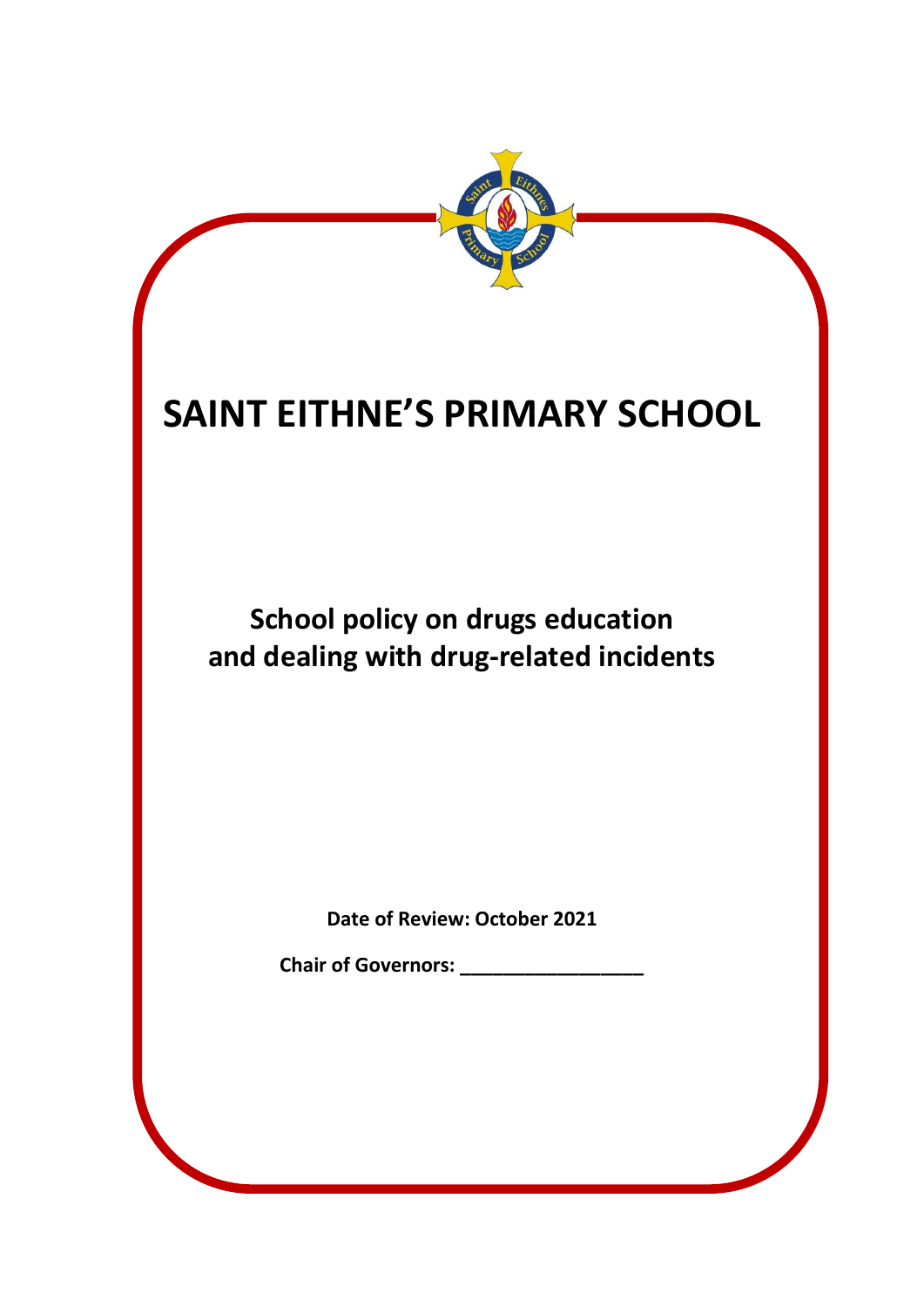# SAINT EITHNE'S PRIMARY SCHOOL

## School policy on drugs education and dealing with drug-related incidents

**Date of Review: October 2021**

**Chair of Governors: __________________**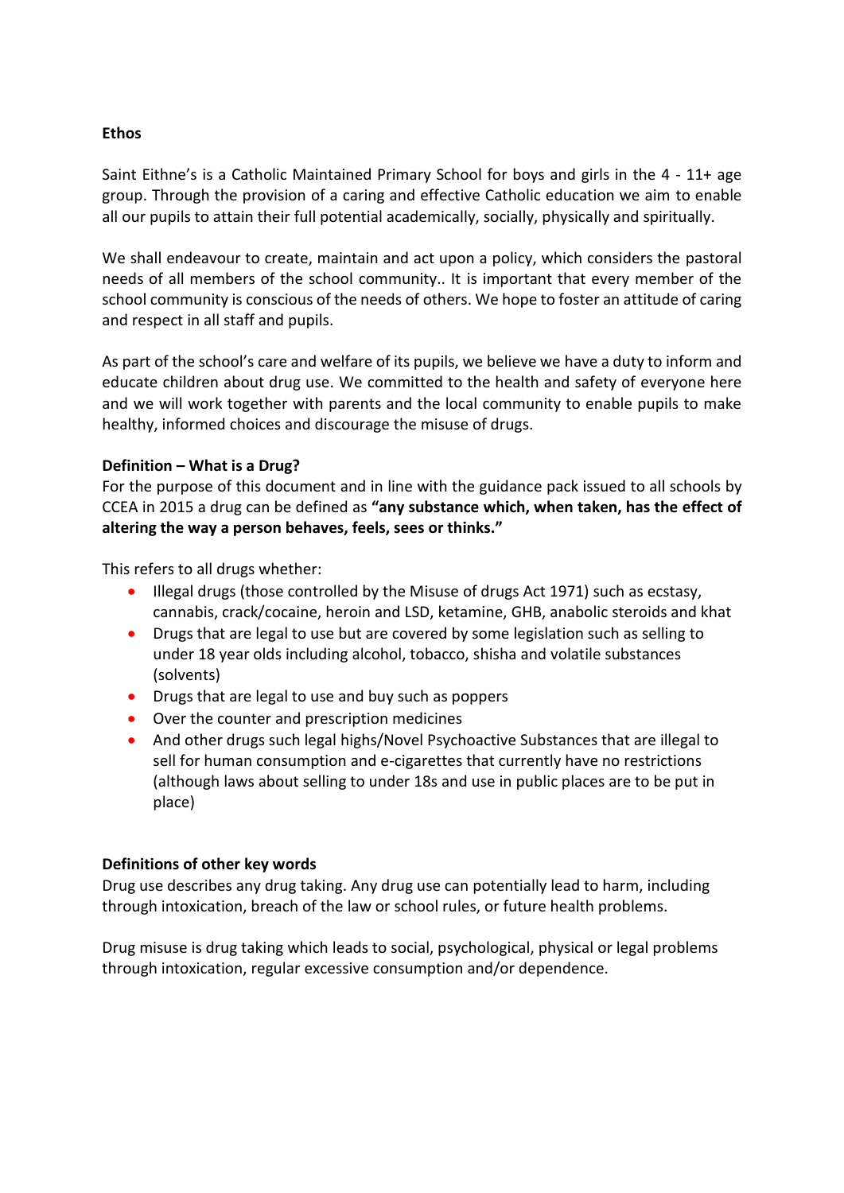**Ethos**

Saint Eithne's is a Catholic Maintained Primary School for boys and girls in the 4 - 11+ age group. Through the provision of a caring and effective Catholic education we aim to enable all our pupils to attain their full potential academically, socially, physically and spiritually.

We shall endeavour to create, maintain and act upon a policy, which considers the pastoral needs of all members of the school community.. It is important that every member of the school community is conscious of the needs of others. We hope to foster an attitude of caring and respect in all staff and pupils.

As part of the school's care and welfare of its pupils, we believe we have a duty to inform and educate children about drug use. We committed to the health and safety of everyone here and we will work together with parents and the local community to enable pupils to make healthy, informed choices and discourage the misuse of drugs.

**Definition – What is a Drug?**

For the purpose of this document and in line with the guidance pack issued to all schools by CCEA in 2015 a drug can be defined as **"any substance which, when taken, has the effect of altering the way a person behaves, feels, sees or thinks."**

This refers to all drugs whether:

- Illegal drugs (those controlled by the Misuse of drugs Act 1971) such as ecstasy, cannabis, crack/cocaine, heroin and LSD, ketamine, GHB, anabolic steroids and khat
- Drugs that are legal to use but are covered by some legislation such as selling to under 18 year olds including alcohol, tobacco, shisha and volatile substances (solvents)
- Drugs that are legal to use and buy such as poppers
- Over the counter and prescription medicines
- And other drugs such legal highs/Novel Psychoactive Substances that are illegal to sell for human consumption and e-cigarettes that currently have no restrictions (although laws about selling to under 18s and use in public places are to be put in place)

**Definitions of other key words**

Drug use describes any drug taking. Any drug use can potentially lead to harm, including through intoxication, breach of the law or school rules, or future health problems.

Drug misuse is drug taking which leads to social, psychological, physical or legal problems through intoxication, regular excessive consumption and/or dependence.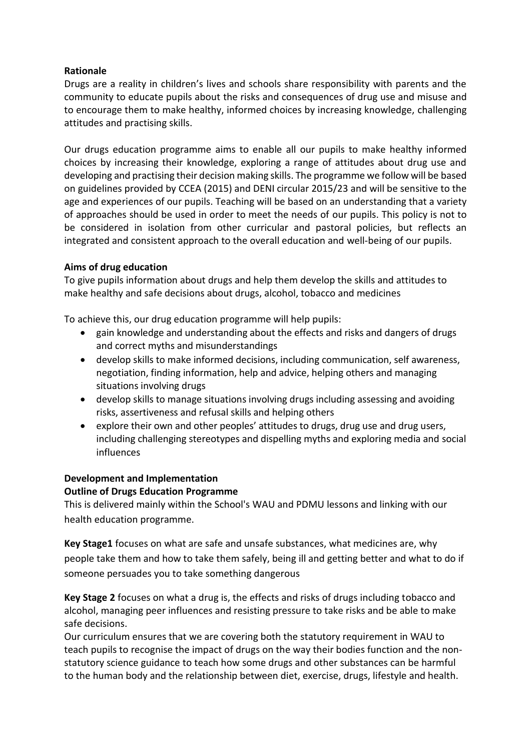**Rationale**

Drugs are a reality in children's lives and schools share responsibility with parents and the community to educate pupils about the risks and consequences of drug use and misuse and to encourage them to make healthy, informed choices by increasing knowledge, challenging attitudes and practising skills.

Our drugs education programme aims to enable all our pupils to make healthy informed choices by increasing their knowledge, exploring a range of attitudes about drug use and developing and practising their decision making skills. The programme we follow will be based on guidelines provided by CCEA (2015) and DENI circular 2015/23 and will be sensitive to the age and experiences of our pupils. Teaching will be based on an understanding that a variety of approaches should be used in order to meet the needs of our pupils. This policy is not to be considered in isolation from other curricular and pastoral policies, but reflects an integrated and consistent approach to the overall education and well-being of our pupils.

**Aims of drug education**

To give pupils information about drugs and help them develop the skills and attitudes to make healthy and safe decisions about drugs, alcohol, tobacco and medicines

To achieve this, our drug education programme will help pupils:

- gain knowledge and understanding about the effects and risks and dangers of drugs and correct myths and misunderstandings
- develop skills to make informed decisions, including communication, self awareness, negotiation, finding information, help and advice, helping others and managing situations involving drugs
- develop skills to manage situations involving drugs including assessing and avoiding risks, assertiveness and refusal skills and helping others
- explore their own and other peoples' attitudes to drugs, drug use and drug users, including challenging stereotypes and dispelling myths and exploring media and social influences

**Development and Implementation**

**Outline of Drugs Education Programme**

This is delivered mainly within the School's WAU and PDMU lessons and linking with our health education programme.

**Key Stage1** focuses on what are safe and unsafe substances, what medicines are, why people take them and how to take them safely, being ill and getting better and what to do if someone persuades you to take something dangerous

**Key Stage 2** focuses on what a drug is, the effects and risks of drugs including tobacco and alcohol, managing peer influences and resisting pressure to take risks and be able to make safe decisions.

Our curriculum ensures that we are covering both the statutory requirement in WAU to teach pupils to recognise the impact of drugs on the way their bodies function and the non-statutory science guidance to teach how some drugs and other substances can be harmful to the human body and the relationship between diet, exercise, drugs, lifestyle and health.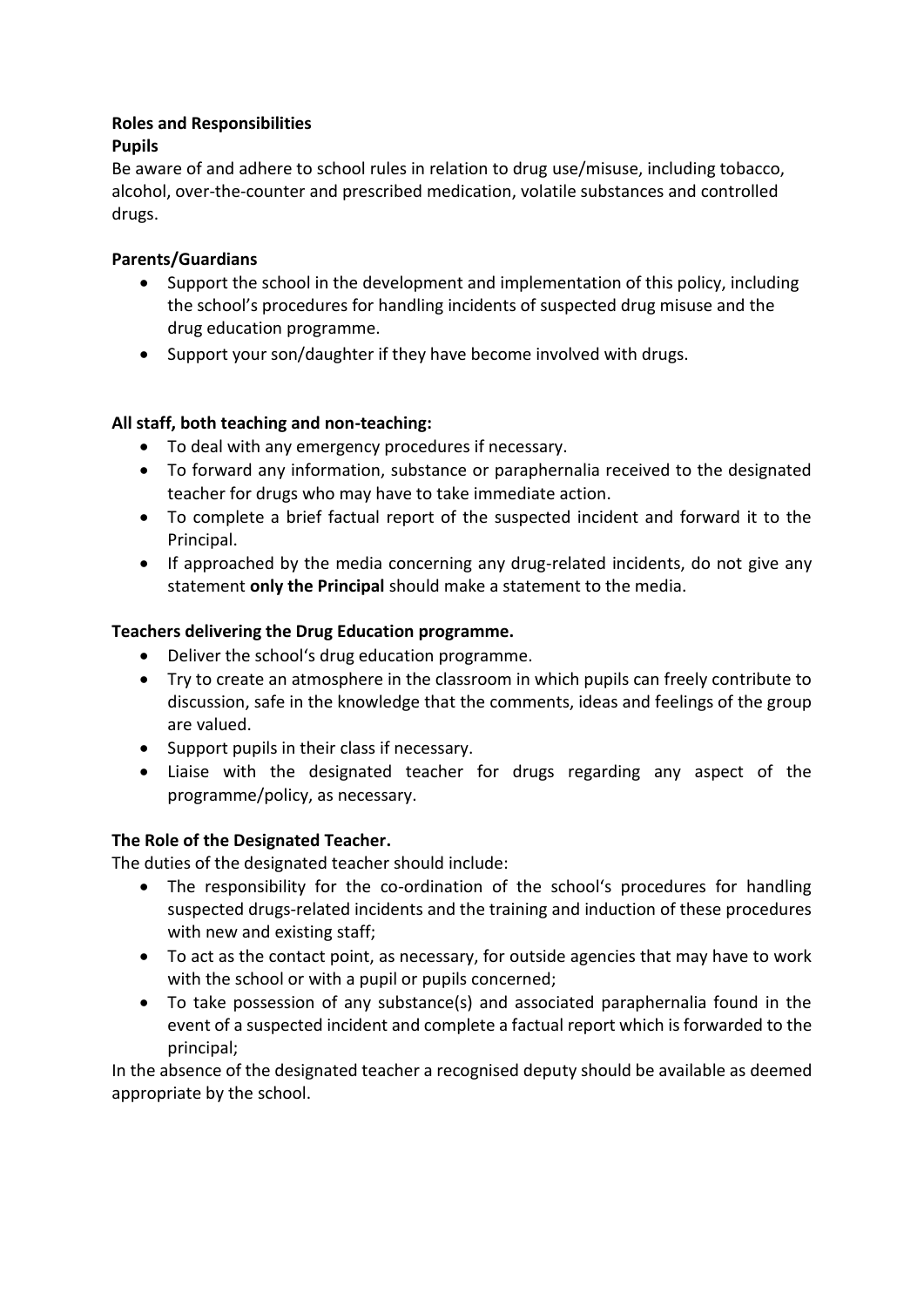**Roles and Responsibilities**

**Pupils**

Be aware of and adhere to school rules in relation to drug use/misuse, including tobacco, alcohol, over-the-counter and prescribed medication, volatile substances and controlled drugs.

**Parents/Guardians**

- Support the school in the development and implementation of this policy, including the school's procedures for handling incidents of suspected drug misuse and the drug education programme.
- Support your son/daughter if they have become involved with drugs.

**All staff, both teaching and non-teaching:**

- To deal with any emergency procedures if necessary.
- To forward any information, substance or paraphernalia received to the designated teacher for drugs who may have to take immediate action.
- To complete a brief factual report of the suspected incident and forward it to the Principal.
- If approached by the media concerning any drug-related incidents, do not give any statement **only the Principal** should make a statement to the media.

**Teachers delivering the Drug Education programme.**

- Deliver the school's drug education programme.
- Try to create an atmosphere in the classroom in which pupils can freely contribute to discussion, safe in the knowledge that the comments, ideas and feelings of the group are valued.
- Support pupils in their class if necessary.
- Liaise with the designated teacher for drugs regarding any aspect of the programme/policy, as necessary.

**The Role of the Designated Teacher.**

The duties of the designated teacher should include:

- The responsibility for the co-ordination of the school's procedures for handling suspected drugs-related incidents and the training and induction of these procedures with new and existing staff;
- To act as the contact point, as necessary, for outside agencies that may have to work with the school or with a pupil or pupils concerned;
- To take possession of any substance(s) and associated paraphernalia found in the event of a suspected incident and complete a factual report which is forwarded to the principal;

In the absence of the designated teacher a recognised deputy should be available as deemed appropriate by the school.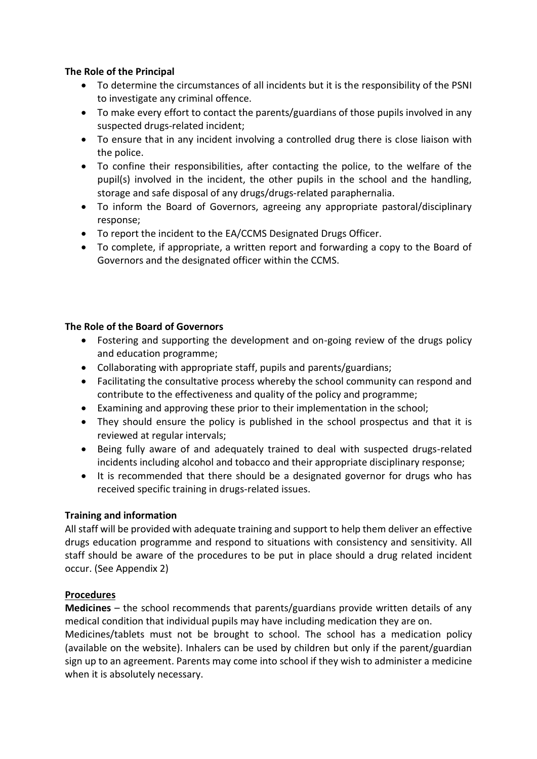**The Role of the Principal**

- To determine the circumstances of all incidents but it is the responsibility of the PSNI to investigate any criminal offence.
- To make every effort to contact the parents/guardians of those pupils involved in any suspected drugs-related incident;
- To ensure that in any incident involving a controlled drug there is close liaison with the police.
- To confine their responsibilities, after contacting the police, to the welfare of the pupil(s) involved in the incident, the other pupils in the school and the handling, storage and safe disposal of any drugs/drugs-related paraphernalia.
- To inform the Board of Governors, agreeing any appropriate pastoral/disciplinary response;
- To report the incident to the EA/CCMS Designated Drugs Officer.
- To complete, if appropriate, a written report and forwarding a copy to the Board of Governors and the designated officer within the CCMS.

**The Role of the Board of Governors**

- Fostering and supporting the development and on-going review of the drugs policy and education programme;
- Collaborating with appropriate staff, pupils and parents/guardians;
- Facilitating the consultative process whereby the school community can respond and contribute to the effectiveness and quality of the policy and programme;
- Examining and approving these prior to their implementation in the school;
- They should ensure the policy is published in the school prospectus and that it is reviewed at regular intervals;
- Being fully aware of and adequately trained to deal with suspected drugs-related incidents including alcohol and tobacco and their appropriate disciplinary response;
- It is recommended that there should be a designated governor for drugs who has received specific training in drugs-related issues.

**Training and information**

All staff will be provided with adequate training and support to help them deliver an effective drugs education programme and respond to situations with consistency and sensitivity. All staff should be aware of the procedures to be put in place should a drug related incident occur. (See Appendix 2)

**Procedures**

**Medicines** – the school recommends that parents/guardians provide written details of any medical condition that individual pupils may have including medication they are on.

Medicines/tablets must not be brought to school. The school has a medication policy (available on the website). Inhalers can be used by children but only if the parent/guardian sign up to an agreement. Parents may come into school if they wish to administer a medicine when it is absolutely necessary.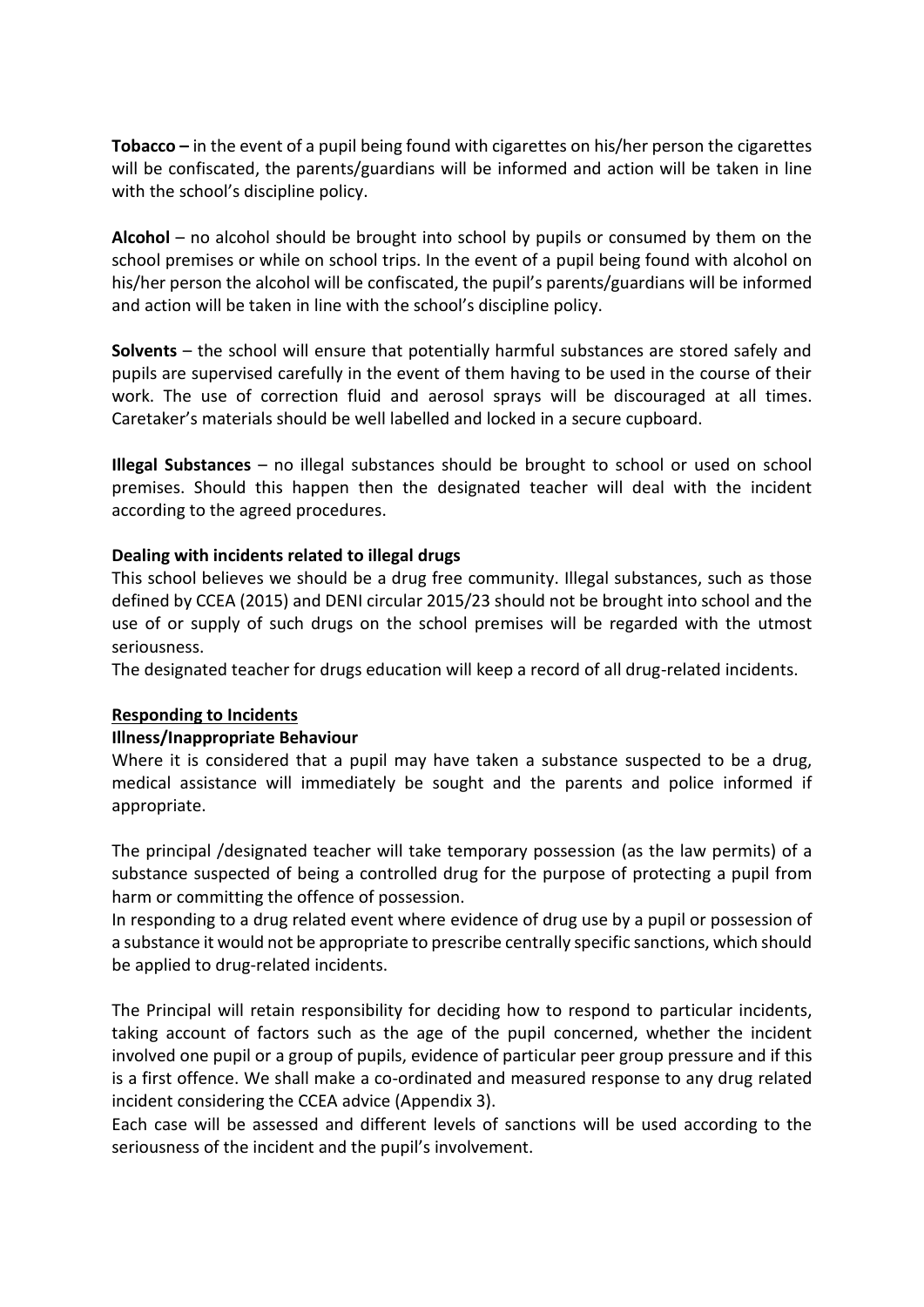**Tobacco –** in the event of a pupil being found with cigarettes on his/her person the cigarettes will be confiscated, the parents/guardians will be informed and action will be taken in line with the school's discipline policy.

**Alcohol** – no alcohol should be brought into school by pupils or consumed by them on the school premises or while on school trips. In the event of a pupil being found with alcohol on his/her person the alcohol will be confiscated, the pupil's parents/guardians will be informed and action will be taken in line with the school's discipline policy.

**Solvents** – the school will ensure that potentially harmful substances are stored safely and pupils are supervised carefully in the event of them having to be used in the course of their work. The use of correction fluid and aerosol sprays will be discouraged at all times. Caretaker's materials should be well labelled and locked in a secure cupboard.

**Illegal Substances** – no illegal substances should be brought to school or used on school premises. Should this happen then the designated teacher will deal with the incident according to the agreed procedures.

**Dealing with incidents related to illegal drugs**

This school believes we should be a drug free community. Illegal substances, such as those defined by CCEA (2015) and DENI circular 2015/23 should not be brought into school and the use of or supply of such drugs on the school premises will be regarded with the utmost seriousness.

The designated teacher for drugs education will keep a record of all drug-related incidents.

**Responding to Incidents**

**Illness/Inappropriate Behaviour**

Where it is considered that a pupil may have taken a substance suspected to be a drug, medical assistance will immediately be sought and the parents and police informed if appropriate.

The principal /designated teacher will take temporary possession (as the law permits) of a substance suspected of being a controlled drug for the purpose of protecting a pupil from harm or committing the offence of possession.

In responding to a drug related event where evidence of drug use by a pupil or possession of a substance it would not be appropriate to prescribe centrally specific sanctions, which should be applied to drug-related incidents.

The Principal will retain responsibility for deciding how to respond to particular incidents, taking account of factors such as the age of the pupil concerned, whether the incident involved one pupil or a group of pupils, evidence of particular peer group pressure and if this is a first offence. We shall make a co-ordinated and measured response to any drug related incident considering the CCEA advice (Appendix 3).

Each case will be assessed and different levels of sanctions will be used according to the seriousness of the incident and the pupil's involvement.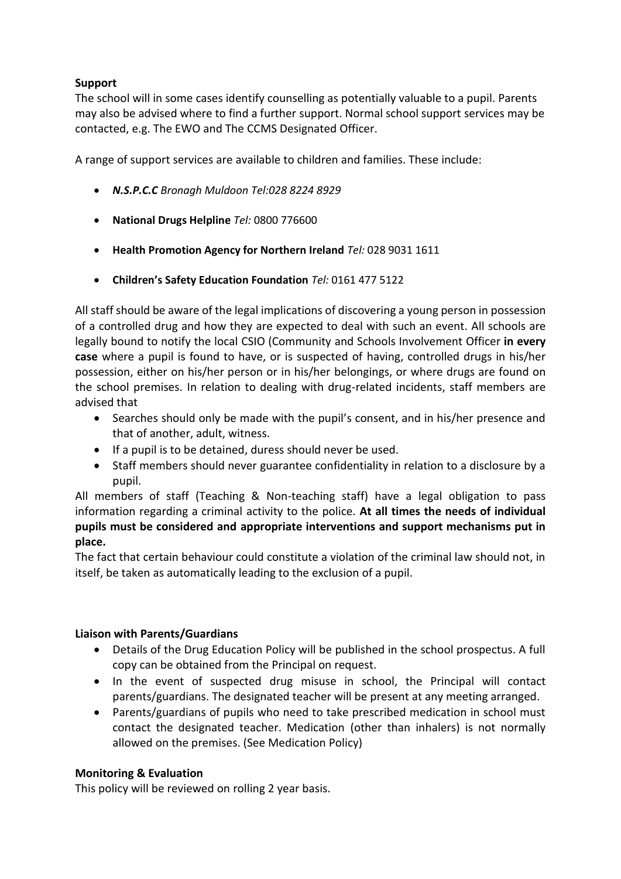**Support**

The school will in some cases identify counselling as potentially valuable to a pupil. Parents may also be advised where to find a further support. Normal school support services may be contacted, e.g. The EWO and The CCMS Designated Officer.

A range of support services are available to children and families. These include:

- ***N.S.P.C.C*** *Bronagh Muldoon Tel:028 8224 8929*
- **National Drugs Helpline** *Tel:* 0800 776600
- **Health Promotion Agency for Northern Ireland** *Tel:* 028 9031 1611
- **Children's Safety Education Foundation** *Tel:* 0161 477 5122

All staff should be aware of the legal implications of discovering a young person in possession of a controlled drug and how they are expected to deal with such an event. All schools are legally bound to notify the local CSIO (Community and Schools Involvement Officer **in every case** where a pupil is found to have, or is suspected of having, controlled drugs in his/her possession, either on his/her person or in his/her belongings, or where drugs are found on the school premises. In relation to dealing with drug-related incidents, staff members are advised that

- Searches should only be made with the pupil's consent, and in his/her presence and that of another, adult, witness.
- If a pupil is to be detained, duress should never be used.
- Staff members should never guarantee confidentiality in relation to a disclosure by a pupil.

All members of staff (Teaching & Non-teaching staff) have a legal obligation to pass information regarding a criminal activity to the police. **At all times the needs of individual pupils must be considered and appropriate interventions and support mechanisms put in place.**

The fact that certain behaviour could constitute a violation of the criminal law should not, in itself, be taken as automatically leading to the exclusion of a pupil.

**Liaison with Parents/Guardians**

- Details of the Drug Education Policy will be published in the school prospectus. A full copy can be obtained from the Principal on request.
- In the event of suspected drug misuse in school, the Principal will contact parents/guardians. The designated teacher will be present at any meeting arranged.
- Parents/guardians of pupils who need to take prescribed medication in school must contact the designated teacher. Medication (other than inhalers) is not normally allowed on the premises. (See Medication Policy)

**Monitoring & Evaluation**

This policy will be reviewed on rolling 2 year basis.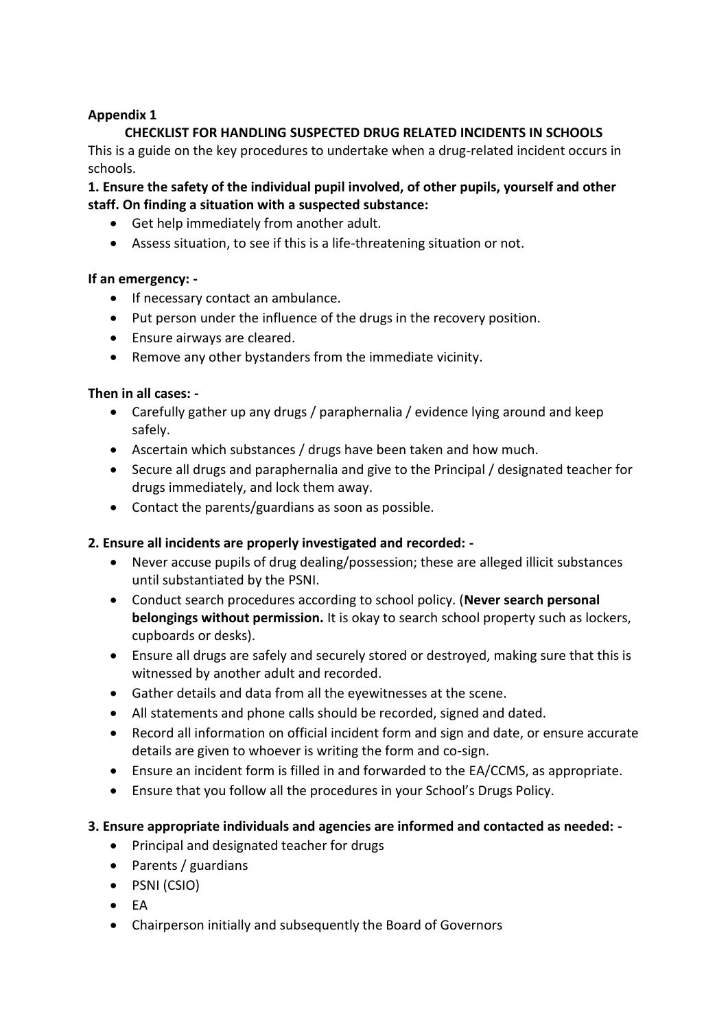**Appendix 1**

**CHECKLIST FOR HANDLING SUSPECTED DRUG RELATED INCIDENTS IN SCHOOLS**

This is a guide on the key procedures to undertake when a drug-related incident occurs in schools.

**1. Ensure the safety of the individual pupil involved, of other pupils, yourself and other staff. On finding a situation with a suspected substance:**

- Get help immediately from another adult.
- Assess situation, to see if this is a life-threatening situation or not.

**If an emergency: -**

- If necessary contact an ambulance.
- Put person under the influence of the drugs in the recovery position.
- Ensure airways are cleared.
- Remove any other bystanders from the immediate vicinity.

**Then in all cases: -**

- Carefully gather up any drugs / paraphernalia / evidence lying around and keep safely.
- Ascertain which substances / drugs have been taken and how much.
- Secure all drugs and paraphernalia and give to the Principal / designated teacher for drugs immediately, and lock them away.
- Contact the parents/guardians as soon as possible.

**2. Ensure all incidents are properly investigated and recorded: -**

- Never accuse pupils of drug dealing/possession; these are alleged illicit substances until substantiated by the PSNI.
- Conduct search procedures according to school policy. (**Never search personal belongings without permission.** It is okay to search school property such as lockers, cupboards or desks).
- Ensure all drugs are safely and securely stored or destroyed, making sure that this is witnessed by another adult and recorded.
- Gather details and data from all the eyewitnesses at the scene.
- All statements and phone calls should be recorded, signed and dated.
- Record all information on official incident form and sign and date, or ensure accurate details are given to whoever is writing the form and co-sign.
- Ensure an incident form is filled in and forwarded to the EA/CCMS, as appropriate.
- Ensure that you follow all the procedures in your School's Drugs Policy.

**3. Ensure appropriate individuals and agencies are informed and contacted as needed: -**

- Principal and designated teacher for drugs
- Parents / guardians
- PSNI (CSIO)
- EA
- Chairperson initially and subsequently the Board of Governors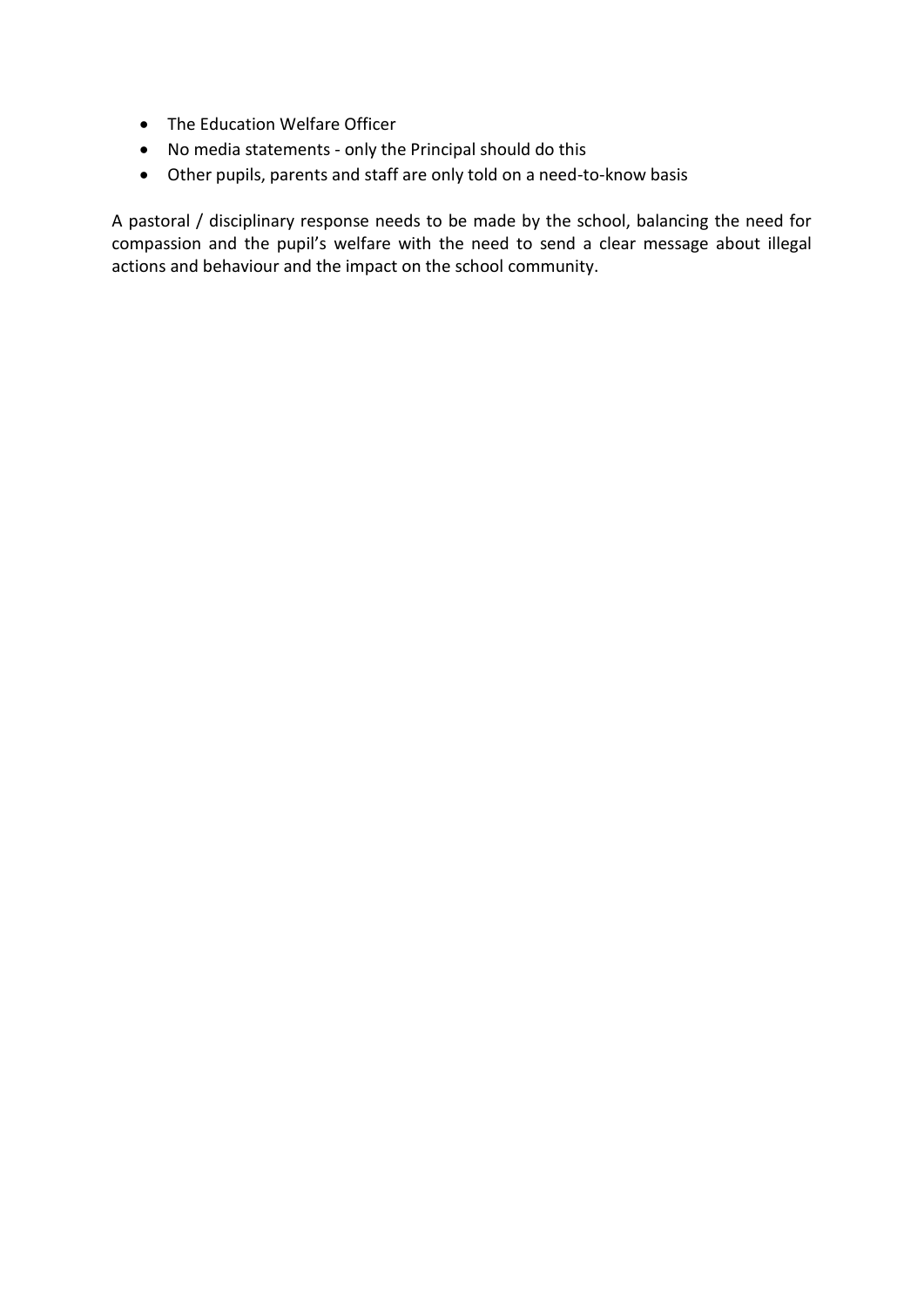- The Education Welfare Officer
- No media statements - only the Principal should do this
- Other pupils, parents and staff are only told on a need-to-know basis

A pastoral / disciplinary response needs to be made by the school, balancing the need for compassion and the pupil's welfare with the need to send a clear message about illegal actions and behaviour and the impact on the school community.